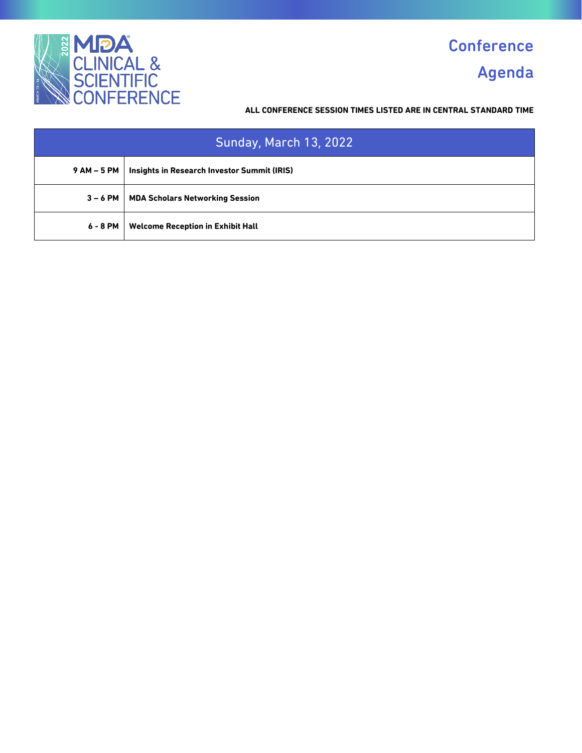MDA CLINICAL & SCIENTIFIC CONFERENCE 2022

# Conference Agenda

**ALL CONFERENCE SESSION TIMES LISTED ARE IN CENTRAL STANDARD TIME**

| Sunday, March 13, 2022 | |
|---|---|
| **9 AM – 5 PM** | **Insights in Research Investor Summit (IRIS)** |
| **3 – 6 PM** | **MDA Scholars Networking Session** |
| **6 - 8 PM** | **Welcome Reception in Exhibit Hall** |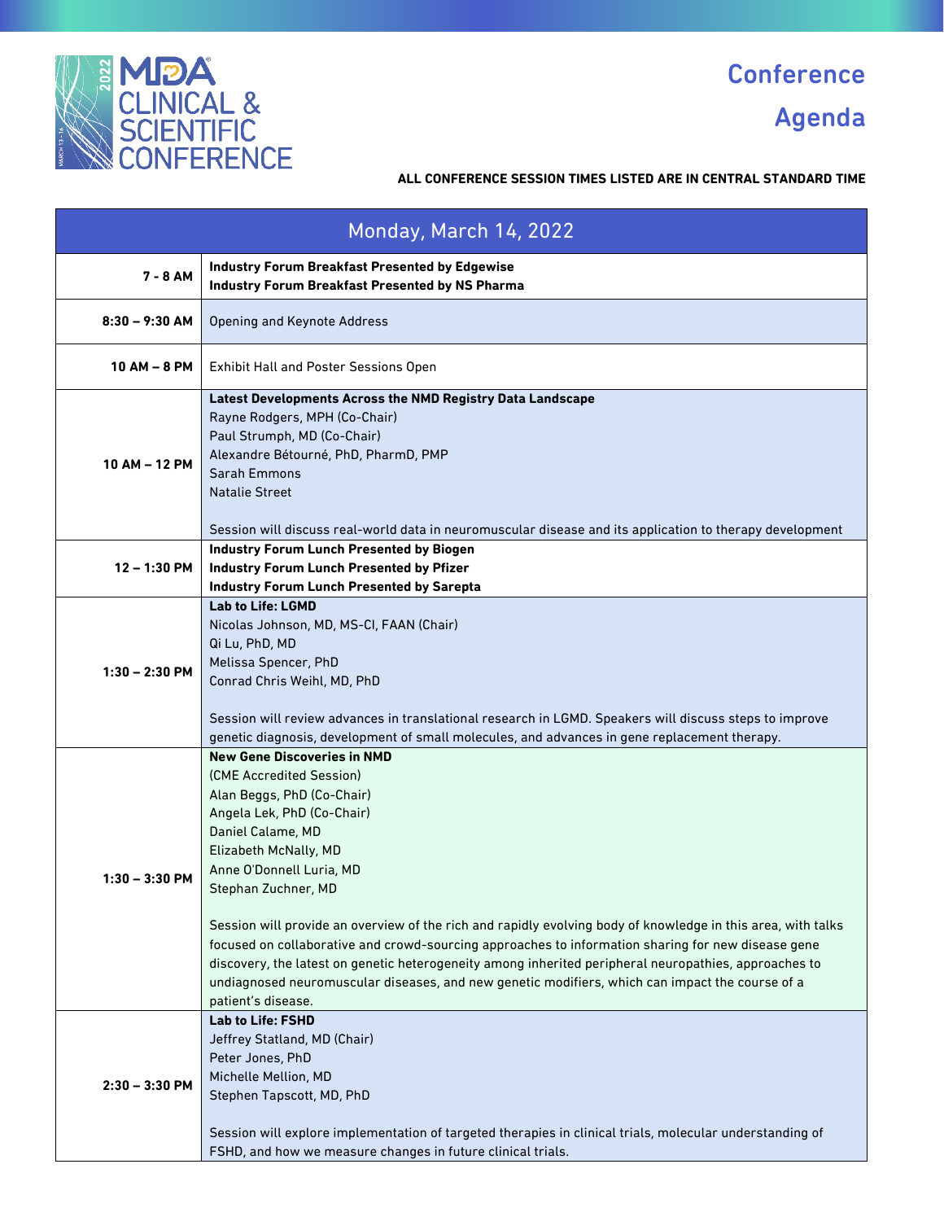# Conference Agenda

MDA Clinical & Scientific Conference 2022

**ALL CONFERENCE SESSION TIMES LISTED ARE IN CENTRAL STANDARD TIME**

## Monday, March 14, 2022

| Time | Session |
|---|---|
| **7 - 8 AM** | **Industry Forum Breakfast Presented by Edgewise**<br>**Industry Forum Breakfast Presented by NS Pharma** |
| **8:30 – 9:30 AM** | Opening and Keynote Address |
| **10 AM – 8 PM** | Exhibit Hall and Poster Sessions Open |
| **10 AM – 12 PM** | **Latest Developments Across the NMD Registry Data Landscape**<br>Rayne Rodgers, MPH (Co-Chair)<br>Paul Strumph, MD (Co-Chair)<br>Alexandre Bétourné, PhD, PharmD, PMP<br>Sarah Emmons<br>Natalie Street<br><br>Session will discuss real-world data in neuromuscular disease and its application to therapy development |
| **12 – 1:30 PM** | **Industry Forum Lunch Presented by Biogen**<br>**Industry Forum Lunch Presented by Pfizer**<br>**Industry Forum Lunch Presented by Sarepta** |
| **1:30 – 2:30 PM** | **Lab to Life: LGMD**<br>Nicolas Johnson, MD, MS-CI, FAAN (Chair)<br>Qi Lu, PhD, MD<br>Melissa Spencer, PhD<br>Conrad Chris Weihl, MD, PhD<br><br>Session will review advances in translational research in LGMD. Speakers will discuss steps to improve genetic diagnosis, development of small molecules, and advances in gene replacement therapy. |
| **1:30 – 3:30 PM** | **New Gene Discoveries in NMD**<br>(CME Accredited Session)<br>Alan Beggs, PhD (Co-Chair)<br>Angela Lek, PhD (Co-Chair)<br>Daniel Calame, MD<br>Elizabeth McNally, MD<br>Anne O'Donnell Luria, MD<br>Stephan Zuchner, MD<br><br>Session will provide an overview of the rich and rapidly evolving body of knowledge in this area, with talks focused on collaborative and crowd-sourcing approaches to information sharing for new disease gene discovery, the latest on genetic heterogeneity among inherited peripheral neuropathies, approaches to undiagnosed neuromuscular diseases, and new genetic modifiers, which can impact the course of a patient's disease. |
| **2:30 – 3:30 PM** | **Lab to Life: FSHD**<br>Jeffrey Statland, MD (Chair)<br>Peter Jones, PhD<br>Michelle Mellion, MD<br>Stephen Tapscott, MD, PhD<br><br>Session will explore implementation of targeted therapies in clinical trials, molecular understanding of FSHD, and how we measure changes in future clinical trials. |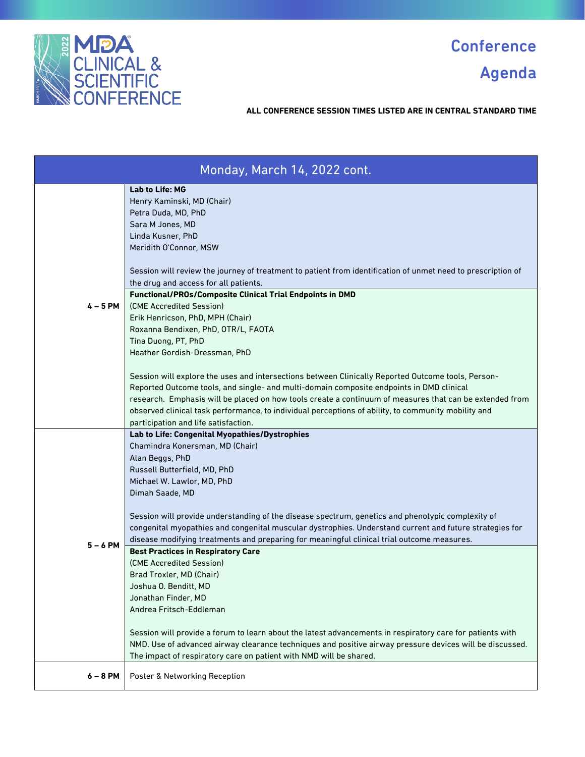# Conference Agenda

**ALL CONFERENCE SESSION TIMES LISTED ARE IN CENTRAL STANDARD TIME**

| Monday, March 14, 2022 cont. | |
|---|---|
| **4 – 5 PM** | **Lab to Life: MG**<br>Henry Kaminski, MD (Chair)<br>Petra Duda, MD, PhD<br>Sara M Jones, MD<br>Linda Kusner, PhD<br>Meridith O'Connor, MSW<br><br>Session will review the journey of treatment to patient from identification of unmet need to prescription of the drug and access for all patients. |
| | **Functional/PROs/Composite Clinical Trial Endpoints in DMD**<br>(CME Accredited Session)<br>Erik Henricson, PhD, MPH (Chair)<br>Roxanna Bendixen, PhD, OTR/L, FAOTA<br>Tina Duong, PT, PhD<br>Heather Gordish-Dressman, PhD<br><br>Session will explore the uses and intersections between Clinically Reported Outcome tools, Person-Reported Outcome tools, and single- and multi-domain composite endpoints in DMD clinical research. Emphasis will be placed on how tools create a continuum of measures that can be extended from observed clinical task performance, to individual perceptions of ability, to community mobility and participation and life satisfaction. |
| **5 – 6 PM** | **Lab to Life: Congenital Myopathies/Dystrophies**<br>Chamindra Konersman, MD (Chair)<br>Alan Beggs, PhD<br>Russell Butterfield, MD, PhD<br>Michael W. Lawlor, MD, PhD<br>Dimah Saade, MD<br><br>Session will provide understanding of the disease spectrum, genetics and phenotypic complexity of congenital myopathies and congenital muscular dystrophies. Understand current and future strategies for disease modifying treatments and preparing for meaningful clinical trial outcome measures. |
| | **Best Practices in Respiratory Care**<br>(CME Accredited Session)<br>Brad Troxler, MD (Chair)<br>Joshua O. Benditt, MD<br>Jonathan Finder, MD<br>Andrea Fritsch-Eddleman<br><br>Session will provide a forum to learn about the latest advancements in respiratory care for patients with NMD. Use of advanced airway clearance techniques and positive airway pressure devices will be discussed. The impact of respiratory care on patient with NMD will be shared. |
| **6 – 8 PM** | Poster & Networking Reception |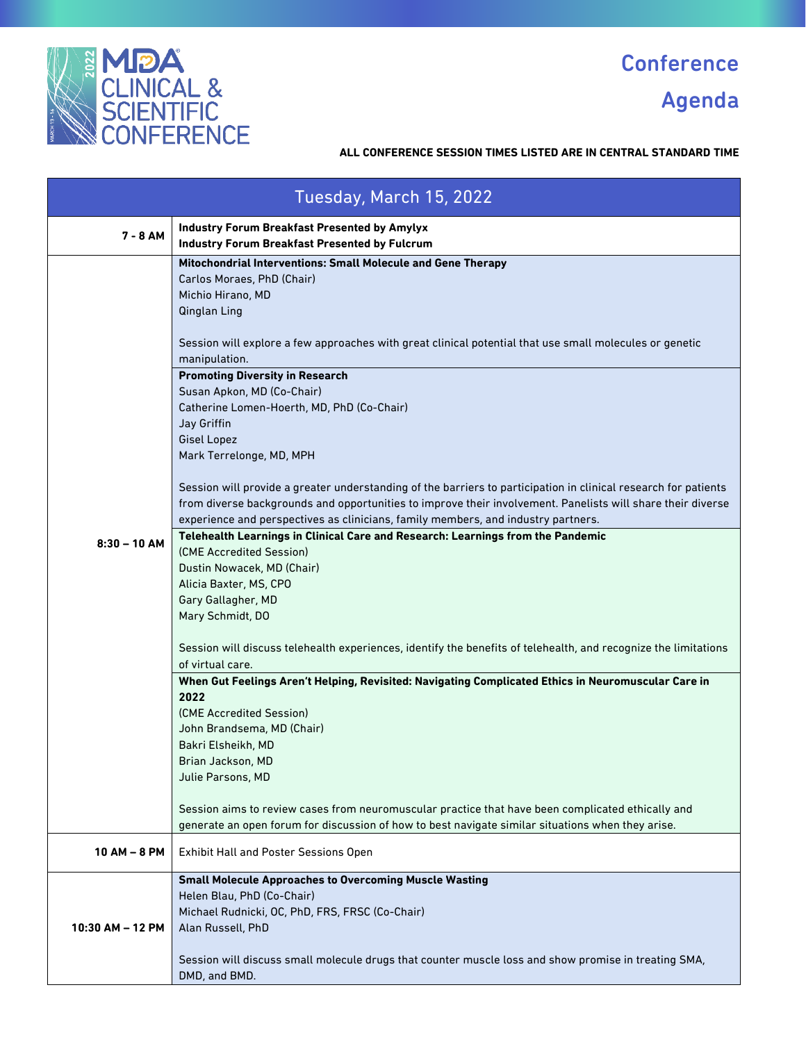# Conference Agenda

**ALL CONFERENCE SESSION TIMES LISTED ARE IN CENTRAL STANDARD TIME**

## Tuesday, March 15, 2022

| Time | Session |
|---|---|
| 7 - 8 AM | **Industry Forum Breakfast Presented by Amylyx**<br>**Industry Forum Breakfast Presented by Fulcrum** |
| 8:30 – 10 AM | **Mitochondrial Interventions: Small Molecule and Gene Therapy**<br>Carlos Moraes, PhD (Chair)<br>Michio Hirano, MD<br>Qinglan Ling<br><br>Session will explore a few approaches with great clinical potential that use small molecules or genetic manipulation. |
| | **Promoting Diversity in Research**<br>Susan Apkon, MD (Co-Chair)<br>Catherine Lomen-Hoerth, MD, PhD (Co-Chair)<br>Jay Griffin<br>Gisel Lopez<br>Mark Terrelonge, MD, MPH<br><br>Session will provide a greater understanding of the barriers to participation in clinical research for patients from diverse backgrounds and opportunities to improve their involvement. Panelists will share their diverse experience and perspectives as clinicians, family members, and industry partners. |
| | **Telehealth Learnings in Clinical Care and Research: Learnings from the Pandemic**<br>(CME Accredited Session)<br>Dustin Nowacek, MD (Chair)<br>Alicia Baxter, MS, CPO<br>Gary Gallagher, MD<br>Mary Schmidt, DO<br><br>Session will discuss telehealth experiences, identify the benefits of telehealth, and recognize the limitations of virtual care. |
| | **When Gut Feelings Aren't Helping, Revisited: Navigating Complicated Ethics in Neuromuscular Care in 2022**<br>(CME Accredited Session)<br>John Brandsema, MD (Chair)<br>Bakri Elsheikh, MD<br>Brian Jackson, MD<br>Julie Parsons, MD<br><br>Session aims to review cases from neuromuscular practice that have been complicated ethically and generate an open forum for discussion of how to best navigate similar situations when they arise. |
| 10 AM – 8 PM | Exhibit Hall and Poster Sessions Open |
| 10:30 AM – 12 PM | **Small Molecule Approaches to Overcoming Muscle Wasting**<br>Helen Blau, PhD (Co-Chair)<br>Michael Rudnicki, OC, PhD, FRS, FRSC (Co-Chair)<br>Alan Russell, PhD<br><br>Session will discuss small molecule drugs that counter muscle loss and show promise in treating SMA, DMD, and BMD. |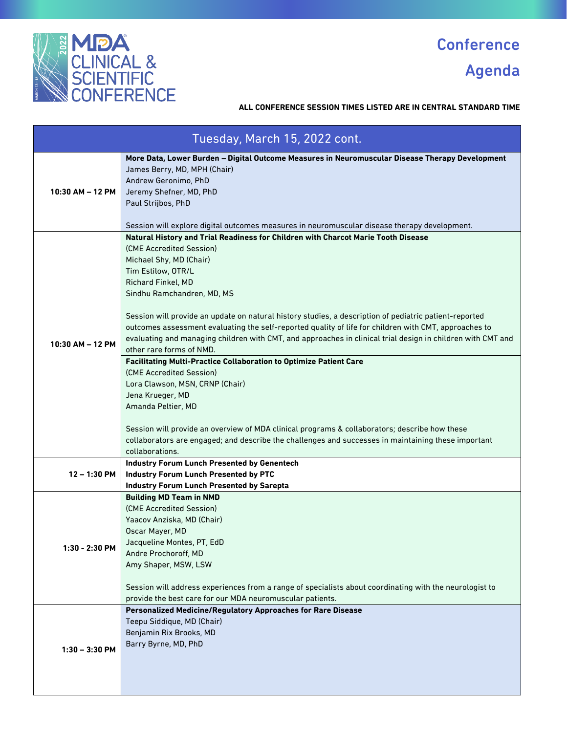# Conference Agenda

**ALL CONFERENCE SESSION TIMES LISTED ARE IN CENTRAL STANDARD TIME**

| Tuesday, March 15, 2022 cont. | |
|---|---|
| **10:30 AM – 12 PM** | **More Data, Lower Burden – Digital Outcome Measures in Neuromuscular Disease Therapy Development**<br>James Berry, MD, MPH (Chair)<br>Andrew Geronimo, PhD<br>Jeremy Shefner, MD, PhD<br>Paul Strijbos, PhD<br><br>Session will explore digital outcomes measures in neuromuscular disease therapy development. |
| **10:30 AM – 12 PM** | **Natural History and Trial Readiness for Children with Charcot Marie Tooth Disease**<br>(CME Accredited Session)<br>Michael Shy, MD (Chair)<br>Tim Estilow, OTR/L<br>Richard Finkel, MD<br>Sindhu Ramchandren, MD, MS<br><br>Session will provide an update on natural history studies, a description of pediatric patient-reported outcomes assessment evaluating the self-reported quality of life for children with CMT, approaches to evaluating and managing children with CMT, and approaches in clinical trial design in children with CMT and other rare forms of NMD. |
| | **Facilitating Multi-Practice Collaboration to Optimize Patient Care**<br>(CME Accredited Session)<br>Lora Clawson, MSN, CRNP (Chair)<br>Jena Krueger, MD<br>Amanda Peltier, MD<br><br>Session will provide an overview of MDA clinical programs & collaborators; describe how these collaborators are engaged; and describe the challenges and successes in maintaining these important collaborations. |
| **12 – 1:30 PM** | **Industry Forum Lunch Presented by Genentech**<br>**Industry Forum Lunch Presented by PTC**<br>**Industry Forum Lunch Presented by Sarepta** |
| **1:30 - 2:30 PM** | **Building MD Team in NMD**<br>(CME Accredited Session)<br>Yaacov Anziska, MD (Chair)<br>Oscar Mayer, MD<br>Jacqueline Montes, PT, EdD<br>Andre Prochoroff, MD<br>Amy Shaper, MSW, LSW<br><br>Session will address experiences from a range of specialists about coordinating with the neurologist to provide the best care for our MDA neuromuscular patients. |
| **1:30 – 3:30 PM** | **Personalized Medicine/Regulatory Approaches for Rare Disease**<br>Teepu Siddique, MD (Chair)<br>Benjamin Rix Brooks, MD<br>Barry Byrne, MD, PhD |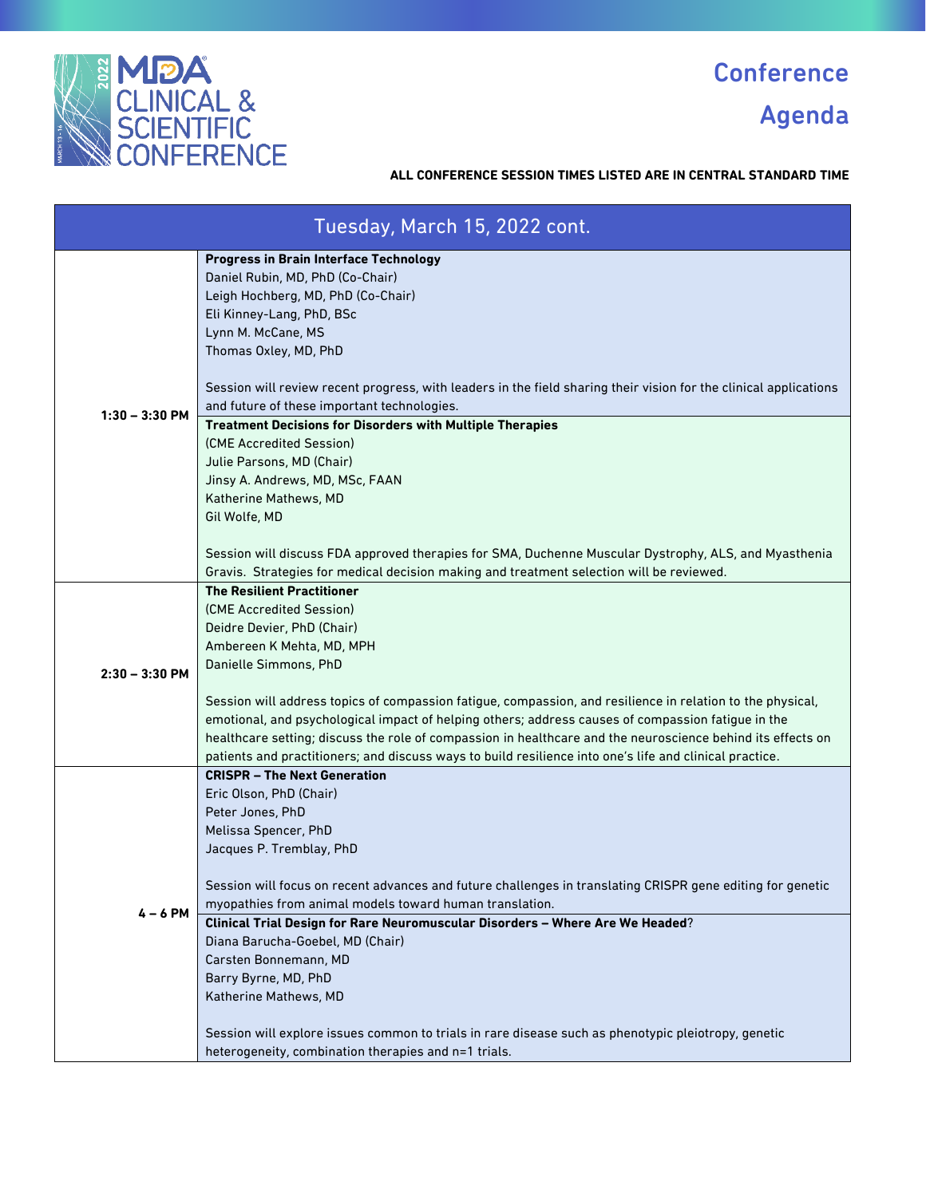# Conference Agenda

**ALL CONFERENCE SESSION TIMES LISTED ARE IN CENTRAL STANDARD TIME**

## Tuesday, March 15, 2022 cont.

| Time | Session |
|---|---|
| 1:30 – 3:30 PM | **Progress in Brain Interface Technology**<br>Daniel Rubin, MD, PhD (Co-Chair)<br>Leigh Hochberg, MD, PhD (Co-Chair)<br>Eli Kinney-Lang, PhD, BSc<br>Lynn M. McCane, MS<br>Thomas Oxley, MD, PhD<br><br>Session will review recent progress, with leaders in the field sharing their vision for the clinical applications and future of these important technologies. |
| | **Treatment Decisions for Disorders with Multiple Therapies**<br>(CME Accredited Session)<br>Julie Parsons, MD (Chair)<br>Jinsy A. Andrews, MD, MSc, FAAN<br>Katherine Mathews, MD<br>Gil Wolfe, MD<br><br>Session will discuss FDA approved therapies for SMA, Duchenne Muscular Dystrophy, ALS, and Myasthenia Gravis. Strategies for medical decision making and treatment selection will be reviewed. |
| 2:30 – 3:30 PM | **The Resilient Practitioner**<br>(CME Accredited Session)<br>Deidre Devier, PhD (Chair)<br>Ambereen K Mehta, MD, MPH<br>Danielle Simmons, PhD<br><br>Session will address topics of compassion fatigue, compassion, and resilience in relation to the physical, emotional, and psychological impact of helping others; address causes of compassion fatigue in the healthcare setting; discuss the role of compassion in healthcare and the neuroscience behind its effects on patients and practitioners; and discuss ways to build resilience into one's life and clinical practice. |
| 4 – 6 PM | **CRISPR – The Next Generation**<br>Eric Olson, PhD (Chair)<br>Peter Jones, PhD<br>Melissa Spencer, PhD<br>Jacques P. Tremblay, PhD<br><br>Session will focus on recent advances and future challenges in translating CRISPR gene editing for genetic myopathies from animal models toward human translation. |
| | **Clinical Trial Design for Rare Neuromuscular Disorders – Where Are We Headed**?<br>Diana Barucha-Goebel, MD (Chair)<br>Carsten Bonnemann, MD<br>Barry Byrne, MD, PhD<br>Katherine Mathews, MD<br><br>Session will explore issues common to trials in rare disease such as phenotypic pleiotropy, genetic heterogeneity, combination therapies and n=1 trials. |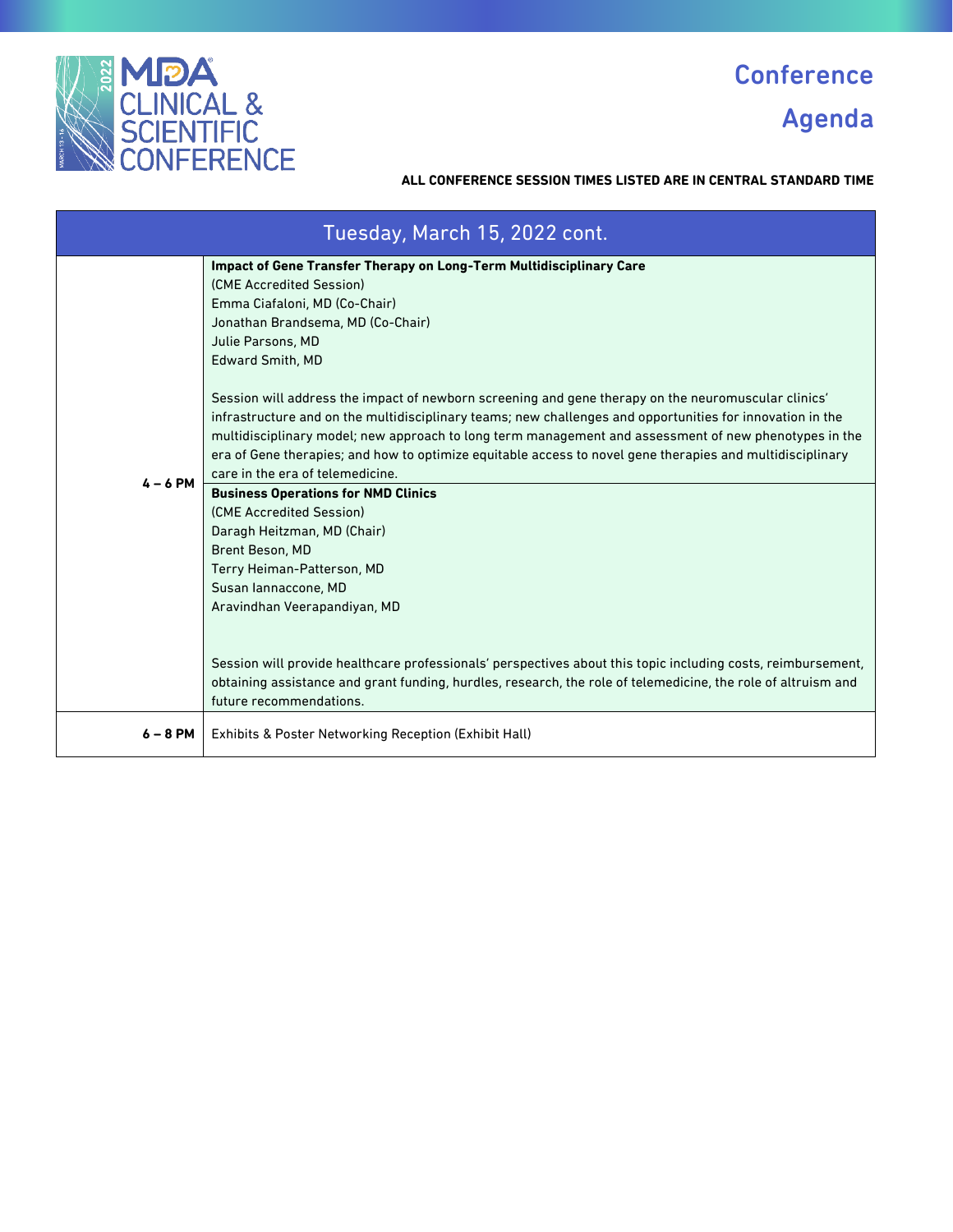# Conference Agenda

**ALL CONFERENCE SESSION TIMES LISTED ARE IN CENTRAL STANDARD TIME**

| Tuesday, March 15, 2022 cont. | |
|---|---|
| **4 – 6 PM** | **Impact of Gene Transfer Therapy on Long-Term Multidisciplinary Care**<br>(CME Accredited Session)<br>Emma Ciafaloni, MD (Co-Chair)<br>Jonathan Brandsema, MD (Co-Chair)<br>Julie Parsons, MD<br>Edward Smith, MD<br><br>Session will address the impact of newborn screening and gene therapy on the neuromuscular clinics' infrastructure and on the multidisciplinary teams; new challenges and opportunities for innovation in the multidisciplinary model; new approach to long term management and assessment of new phenotypes in the era of Gene therapies; and how to optimize equitable access to novel gene therapies and multidisciplinary care in the era of telemedicine. |
| | **Business Operations for NMD Clinics**<br>(CME Accredited Session)<br>Daragh Heitzman, MD (Chair)<br>Brent Beson, MD<br>Terry Heiman-Patterson, MD<br>Susan Iannaccone, MD<br>Aravindhan Veerapandiyan, MD<br><br>Session will provide healthcare professionals' perspectives about this topic including costs, reimbursement, obtaining assistance and grant funding, hurdles, research, the role of telemedicine, the role of altruism and future recommendations. |
| **6 – 8 PM** | Exhibits & Poster Networking Reception (Exhibit Hall) |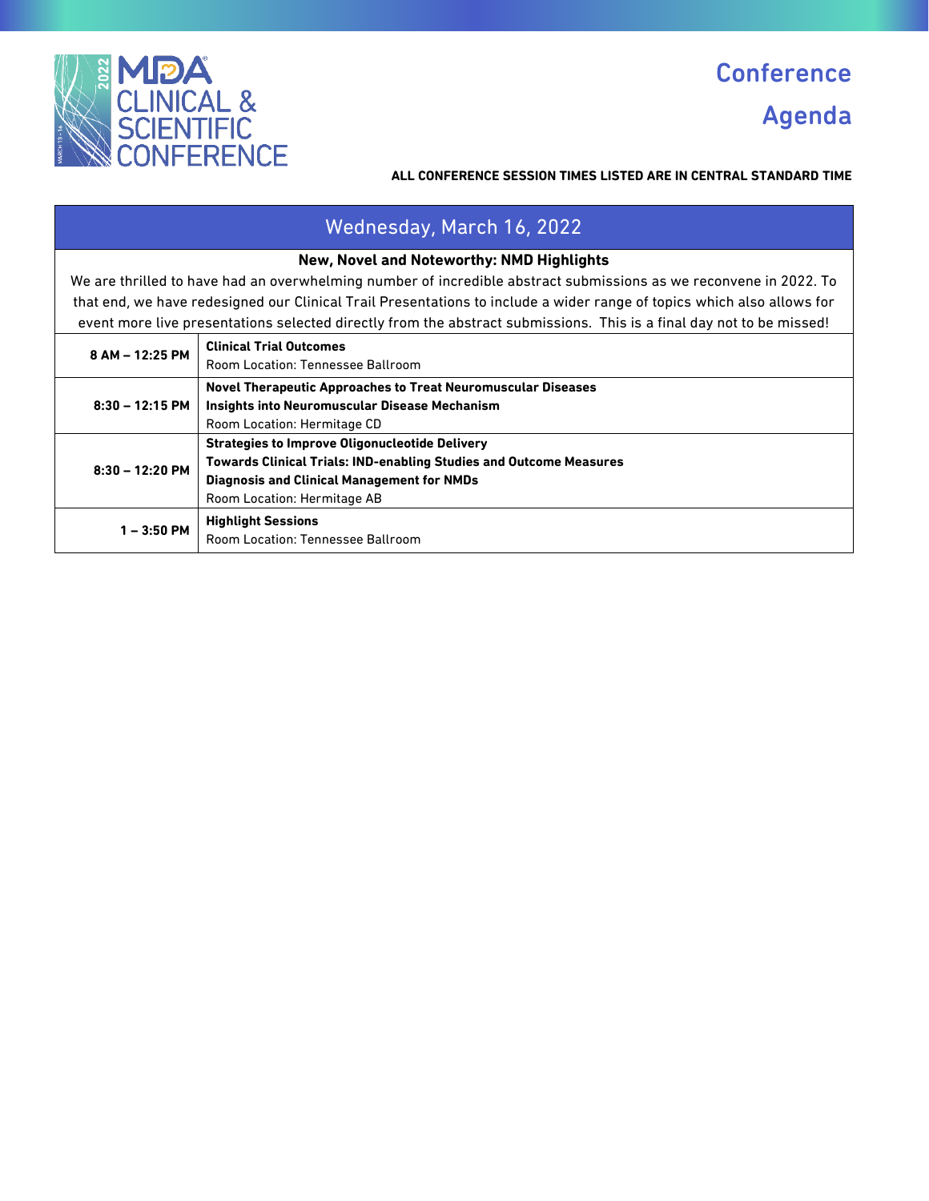# Conference Agenda

**ALL CONFERENCE SESSION TIMES LISTED ARE IN CENTRAL STANDARD TIME**

## Wednesday, March 16, 2022

**New, Novel and Noteworthy: NMD Highlights**

We are thrilled to have had an overwhelming number of incredible abstract submissions as we reconvene in 2022. To that end, we have redesigned our Clinical Trail Presentations to include a wider range of topics which also allows for event more live presentations selected directly from the abstract submissions. This is a final day not to be missed!

| | |
|---|---|
| **8 AM – 12:25 PM** | **Clinical Trial Outcomes**<br>Room Location: Tennessee Ballroom |
| **8:30 – 12:15 PM** | **Novel Therapeutic Approaches to Treat Neuromuscular Diseases**<br>**Insights into Neuromuscular Disease Mechanism**<br>Room Location: Hermitage CD |
| **8:30 – 12:20 PM** | **Strategies to Improve Oligonucleotide Delivery**<br>**Towards Clinical Trials: IND-enabling Studies and Outcome Measures**<br>**Diagnosis and Clinical Management for NMDs**<br>Room Location: Hermitage AB |
| **1 – 3:50 PM** | **Highlight Sessions**<br>Room Location: Tennessee Ballroom |